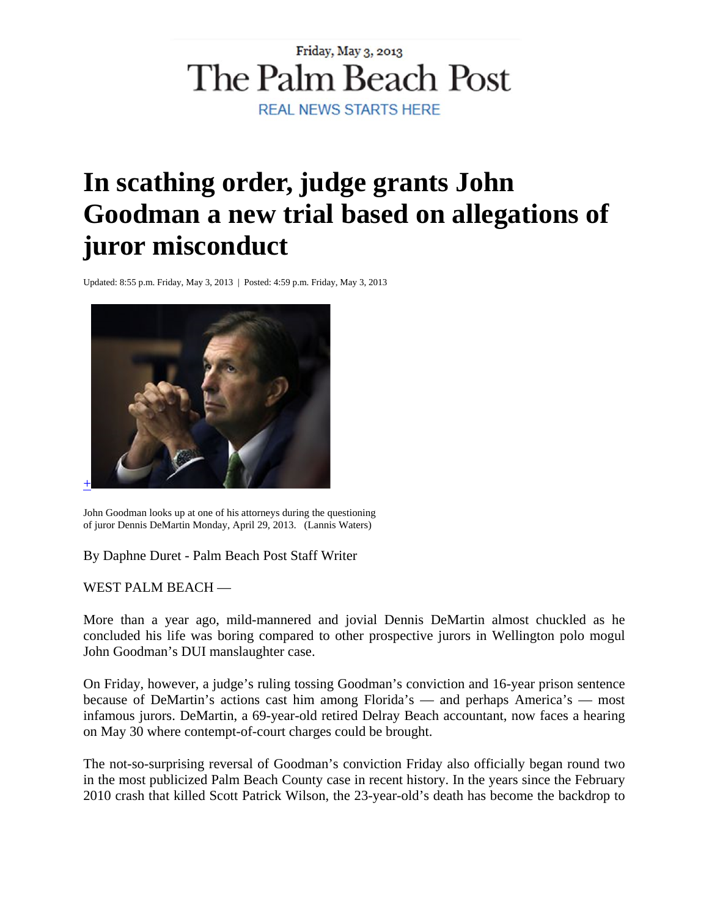Friday, May 3, 2013

The Palm Beach Post

REAL NEWS STARTS HERE

# In scathing order, judge grants John Goodman a new trial based on allegations of juror misconduct

Updated: 8:55 p.m. Friday, May 3, 2013 | Posted: 4:59 p.m. Friday, May 3, 2013

John Goodman looks up at one of his attorneys during the questioning of juror Dennis DeMartin Monday, April 29, 2013. (Lannis Waters)

By Daphne Duret - Palm Beach Post Staff Writer

WEST PALM BEACH —

More than a year ago, mild-mannered and jovial Dennis DeMartin almost chuckled as he concluded his life was boring compared to other prospective jurors in Wellington polo mogul John Goodman's DUI manslaughter case.

On Friday, however, a judge's ruling tossing Goodman's conviction and 16-year prison sentence because of DeMartin's actions cast him among Florida's — and perhaps America's — most infamous jurors. DeMartin, a 69-year-old retired Delray Beach accountant, now faces a hearing on May 30 where contempt-of-court charges could be brought.

The not-so-surprising reversal of Goodman's conviction Friday also officially began round two in the most publicized Palm Beach County case in recent history. In the years since the February 2010 crash that killed Scott Patrick Wilson, the 23-year-old's death has become the backdrop to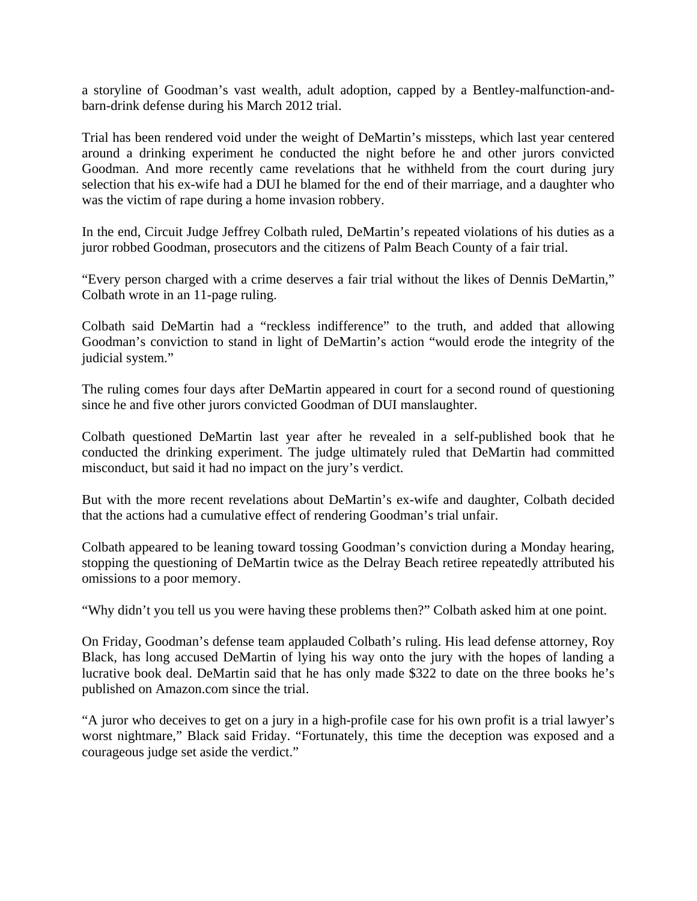a storyline of Goodman's vast wealth, adult adoption, capped by a Bentley-malfunction-and-barn-drink defense during his March 2012 trial.

Trial has been rendered void under the weight of DeMartin's missteps, which last year centered around a drinking experiment he conducted the night before he and other jurors convicted Goodman. And more recently came revelations that he withheld from the court during jury selection that his ex-wife had a DUI he blamed for the end of their marriage, and a daughter who was the victim of rape during a home invasion robbery.

In the end, Circuit Judge Jeffrey Colbath ruled, DeMartin's repeated violations of his duties as a juror robbed Goodman, prosecutors and the citizens of Palm Beach County of a fair trial.

"Every person charged with a crime deserves a fair trial without the likes of Dennis DeMartin," Colbath wrote in an 11-page ruling.

Colbath said DeMartin had a "reckless indifference" to the truth, and added that allowing Goodman's conviction to stand in light of DeMartin's action "would erode the integrity of the judicial system."

The ruling comes four days after DeMartin appeared in court for a second round of questioning since he and five other jurors convicted Goodman of DUI manslaughter.

Colbath questioned DeMartin last year after he revealed in a self-published book that he conducted the drinking experiment. The judge ultimately ruled that DeMartin had committed misconduct, but said it had no impact on the jury's verdict.

But with the more recent revelations about DeMartin's ex-wife and daughter, Colbath decided that the actions had a cumulative effect of rendering Goodman's trial unfair.

Colbath appeared to be leaning toward tossing Goodman's conviction during a Monday hearing, stopping the questioning of DeMartin twice as the Delray Beach retiree repeatedly attributed his omissions to a poor memory.

"Why didn't you tell us you were having these problems then?" Colbath asked him at one point.

On Friday, Goodman's defense team applauded Colbath's ruling. His lead defense attorney, Roy Black, has long accused DeMartin of lying his way onto the jury with the hopes of landing a lucrative book deal. DeMartin said that he has only made $322 to date on the three books he's published on Amazon.com since the trial.

"A juror who deceives to get on a jury in a high-profile case for his own profit is a trial lawyer's worst nightmare," Black said Friday. "Fortunately, this time the deception was exposed and a courageous judge set aside the verdict."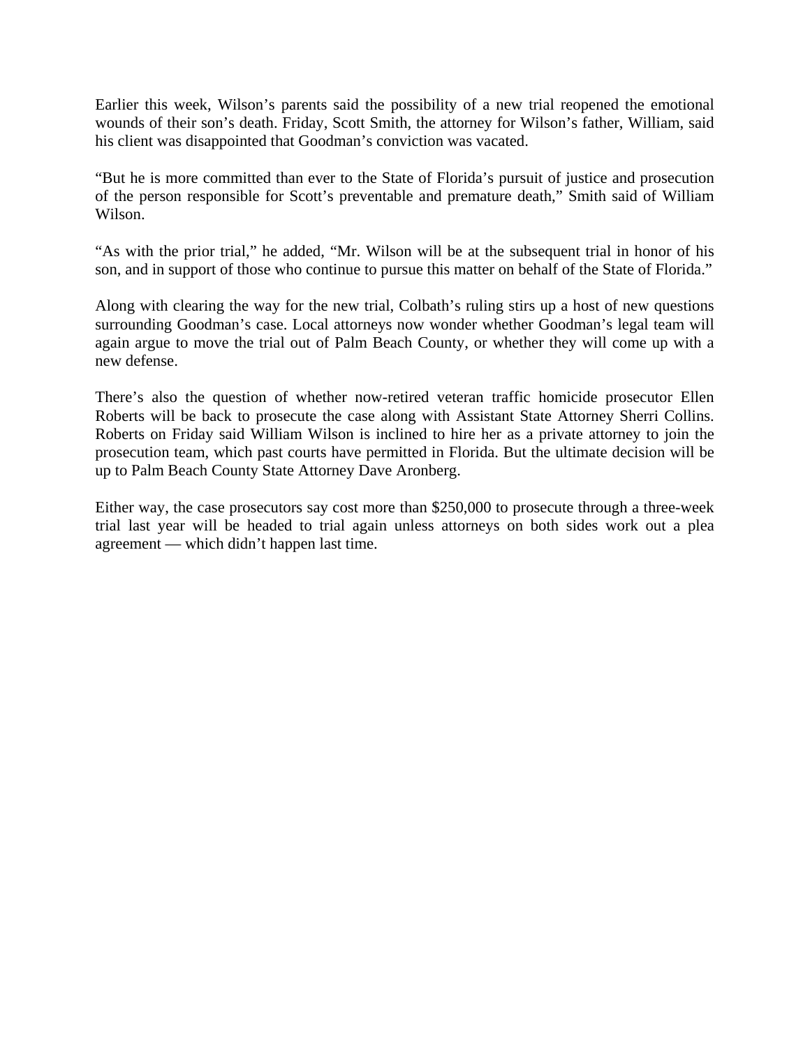Earlier this week, Wilson's parents said the possibility of a new trial reopened the emotional wounds of their son's death. Friday, Scott Smith, the attorney for Wilson's father, William, said his client was disappointed that Goodman's conviction was vacated.

"But he is more committed than ever to the State of Florida's pursuit of justice and prosecution of the person responsible for Scott's preventable and premature death," Smith said of William Wilson.

"As with the prior trial," he added, "Mr. Wilson will be at the subsequent trial in honor of his son, and in support of those who continue to pursue this matter on behalf of the State of Florida."

Along with clearing the way for the new trial, Colbath's ruling stirs up a host of new questions surrounding Goodman's case. Local attorneys now wonder whether Goodman's legal team will again argue to move the trial out of Palm Beach County, or whether they will come up with a new defense.

There's also the question of whether now-retired veteran traffic homicide prosecutor Ellen Roberts will be back to prosecute the case along with Assistant State Attorney Sherri Collins. Roberts on Friday said William Wilson is inclined to hire her as a private attorney to join the prosecution team, which past courts have permitted in Florida. But the ultimate decision will be up to Palm Beach County State Attorney Dave Aronberg.

Either way, the case prosecutors say cost more than $250,000 to prosecute through a three-week trial last year will be headed to trial again unless attorneys on both sides work out a plea agreement — which didn't happen last time.